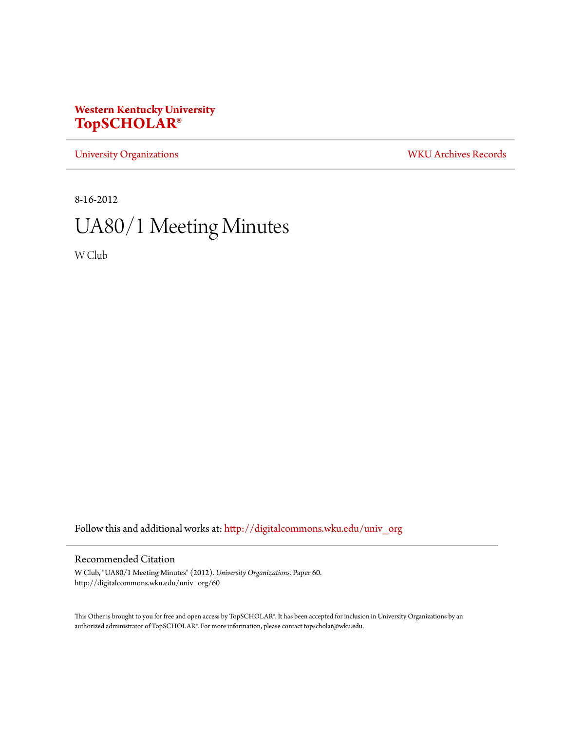**Western Kentucky University**
**TopSCHOLAR®**

University Organizations | WKU Archives Records

8-16-2012

# UA80/1 Meeting Minutes

W Club

Follow this and additional works at: http://digitalcommons.wku.edu/univ_org

## Recommended Citation

W Club, "UA80/1 Meeting Minutes" (2012). *University Organizations.* Paper 60.
http://digitalcommons.wku.edu/univ_org/60

This Other is brought to you for free and open access by TopSCHOLAR®. It has been accepted for inclusion in University Organizations by an authorized administrator of TopSCHOLAR®. For more information, please contact topscholar@wku.edu.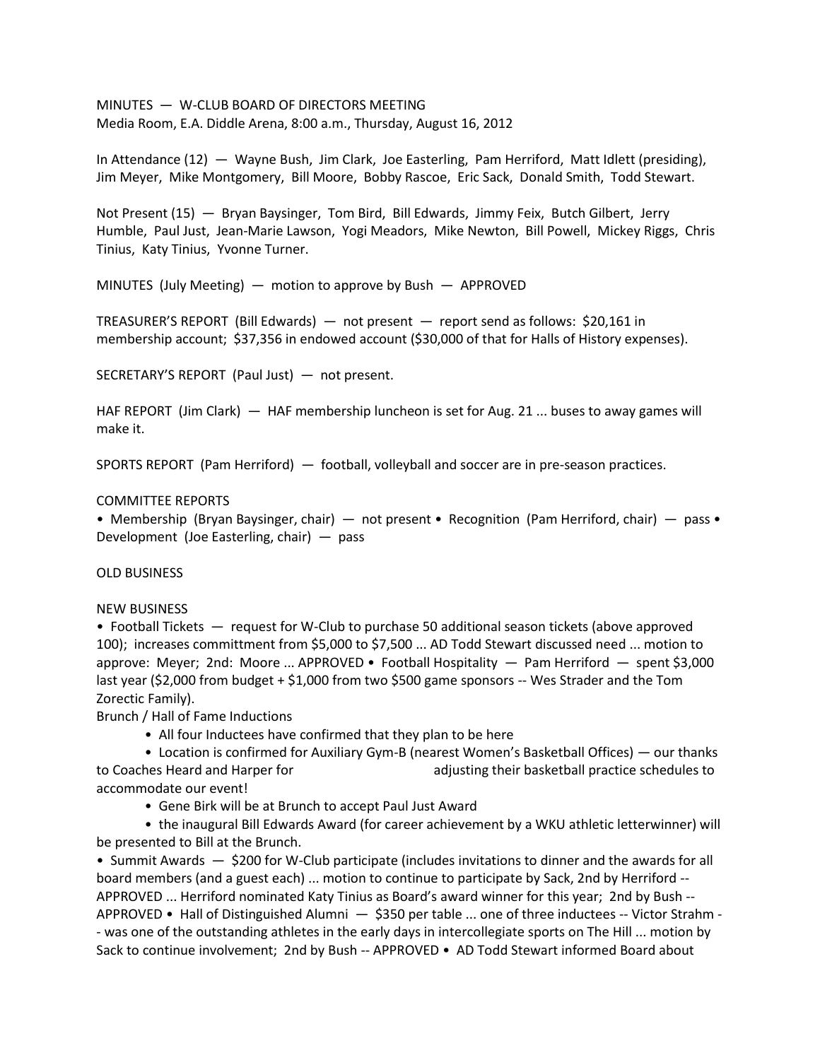MINUTES — W-CLUB BOARD OF DIRECTORS MEETING
Media Room, E.A. Diddle Arena, 8:00 a.m., Thursday, August 16, 2012

In Attendance (12) — Wayne Bush, Jim Clark, Joe Easterling, Pam Herriford, Matt Idlett (presiding), Jim Meyer, Mike Montgomery, Bill Moore, Bobby Rascoe, Eric Sack, Donald Smith, Todd Stewart.

Not Present (15) — Bryan Baysinger, Tom Bird, Bill Edwards, Jimmy Feix, Butch Gilbert, Jerry Humble, Paul Just, Jean-Marie Lawson, Yogi Meadors, Mike Newton, Bill Powell, Mickey Riggs, Chris Tinius, Katy Tinius, Yvonne Turner.

MINUTES (July Meeting) — motion to approve by Bush — APPROVED

TREASURER'S REPORT (Bill Edwards) — not present — report send as follows: $20,161 in membership account; $37,356 in endowed account ($30,000 of that for Halls of History expenses).

SECRETARY'S REPORT (Paul Just) — not present.

HAF REPORT (Jim Clark) — HAF membership luncheon is set for Aug. 21 ... buses to away games will make it.

SPORTS REPORT (Pam Herriford) — football, volleyball and soccer are in pre-season practices.

COMMITTEE REPORTS

• Membership (Bryan Baysinger, chair) — not present • Recognition (Pam Herriford, chair) — pass • Development (Joe Easterling, chair) — pass

OLD BUSINESS

NEW BUSINESS

• Football Tickets — request for W-Club to purchase 50 additional season tickets (above approved 100); increases committment from $5,000 to $7,500 ... AD Todd Stewart discussed need ... motion to approve: Meyer; 2nd: Moore ... APPROVED • Football Hospitality — Pam Herriford — spent $3,000 last year ($2,000 from budget + $1,000 from two $500 game sponsors -- Wes Strader and the Tom Zorectic Family).

Brunch / Hall of Fame Inductions

- All four Inductees have confirmed that they plan to be here
- Location is confirmed for Auxiliary Gym-B (nearest Women's Basketball Offices) — our thanks to Coaches Heard and Harper for adjusting their basketball practice schedules to accommodate our event!
- Gene Birk will be at Brunch to accept Paul Just Award
- the inaugural Bill Edwards Award (for career achievement by a WKU athletic letterwinner) will be presented to Bill at the Brunch.

• Summit Awards — $200 for W-Club participate (includes invitations to dinner and the awards for all board members (and a guest each) ... motion to continue to participate by Sack, 2nd by Herriford -- APPROVED ... Herriford nominated Katy Tinius as Board's award winner for this year; 2nd by Bush -- APPROVED • Hall of Distinguished Alumni — $350 per table ... one of three inductees -- Victor Strahm -- was one of the outstanding athletes in the early days in intercollegiate sports on The Hill ... motion by Sack to continue involvement; 2nd by Bush -- APPROVED • AD Todd Stewart informed Board about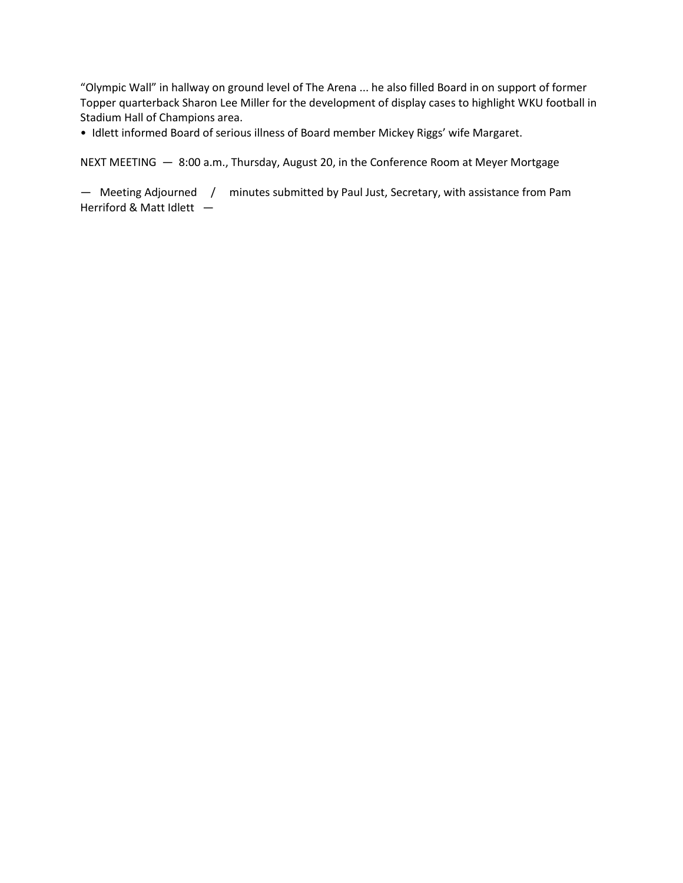"Olympic Wall" in hallway on ground level of The Arena ... he also filled Board in on support of former Topper quarterback Sharon Lee Miller for the development of display cases to highlight WKU football in Stadium Hall of Champions area.

- Idlett informed Board of serious illness of Board member Mickey Riggs' wife Margaret.

NEXT MEETING — 8:00 a.m., Thursday, August 20, in the Conference Room at Meyer Mortgage

— Meeting Adjourned / minutes submitted by Paul Just, Secretary, with assistance from Pam Herriford & Matt Idlett —